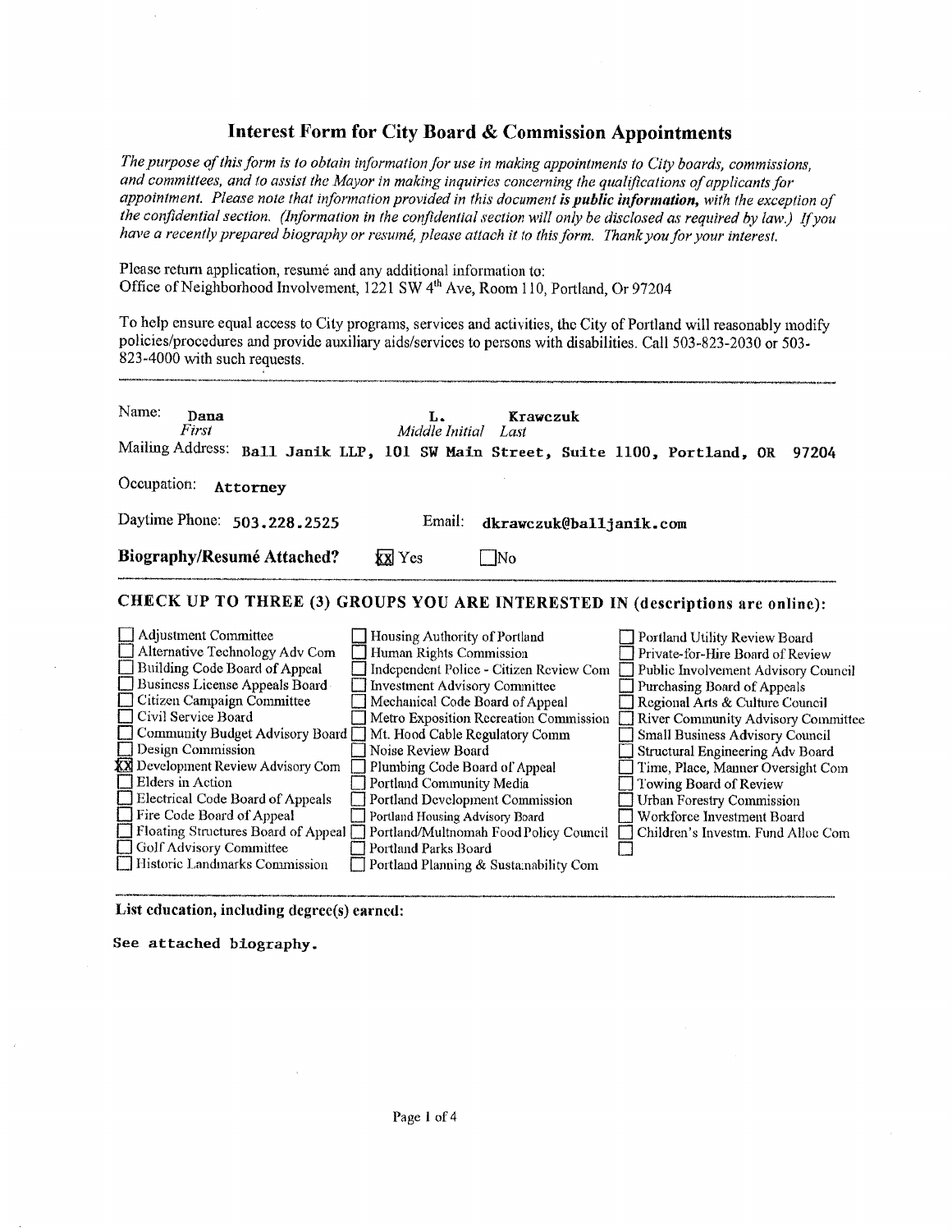# Interest Form for City Board & Commission Appointments

*The purpose of this form is to obtain information for use in making appointments to City boards, commissions, and committees, and to assist the Mayor in making inquiries concerning the qualifications of applicants for appointment. Please note that information provided in this document* ***is public information,*** *with the exception of the confidential section. (Information in the confidential section will only be disclosed as required by law.) If you have a recently prepared biography or resumé, please attach it to this form. Thank you for your interest.*

Please return application, resumé and any additional information to:
Office of Neighborhood Involvement, 1221 SW 4th Ave, Room 110, Portland, Or 97204

To help ensure equal access to City programs, services and activities, the City of Portland will reasonably modify policies/procedures and provide auxiliary aids/services to persons with disabilities. Call 503-823-2030 or 503-823-4000 with such requests.

---

Name: **Dana** (*First*) **L.** (*Middle Initial*) **Krawczuk** (*Last*)

Mailing Address: **Ball Janik LLP, 101 SW Main Street, Suite 1100, Portland, OR 97204**

Occupation: **Attorney**

Daytime Phone: **503.228.2525** Email: **dkrawczuk@balljanik.com**

**Biography/Resumé Attached?** [X] Yes [ ] No

---

## CHECK UP TO THREE (3) GROUPS YOU ARE INTERESTED IN (descriptions are online):

- [ ] Adjustment Committee
- [ ] Alternative Technology Adv Com
- [ ] Building Code Board of Appeal
- [ ] Business License Appeals Board
- [ ] Citizen Campaign Committee
- [ ] Civil Service Board
- [ ] Community Budget Advisory Board
- [ ] Design Commission
- [X] Development Review Advisory Com
- [ ] Elders in Action
- [ ] Electrical Code Board of Appeals
- [ ] Fire Code Board of Appeal
- [ ] Floating Structures Board of Appeal
- [ ] Golf Advisory Committee
- [ ] Historic Landmarks Commission
- [ ] Housing Authority of Portland
- [ ] Human Rights Commission
- [ ] Independent Police - Citizen Review Com
- [ ] Investment Advisory Committee
- [ ] Mechanical Code Board of Appeal
- [ ] Metro Exposition Recreation Commission
- [ ] Mt. Hood Cable Regulatory Comm
- [ ] Noise Review Board
- [ ] Plumbing Code Board of Appeal
- [ ] Portland Community Media
- [ ] Portland Development Commission
- [ ] Portland Housing Advisory Board
- [ ] Portland/Multnomah Food Policy Council
- [ ] Portland Parks Board
- [ ] Portland Planning & Sustainability Com
- [ ] Portland Utility Review Board
- [ ] Private-for-Hire Board of Review
- [ ] Public Involvement Advisory Council
- [ ] Purchasing Board of Appeals
- [ ] Regional Arts & Culture Council
- [ ] River Community Advisory Committee
- [ ] Small Business Advisory Council
- [ ] Structural Engineering Adv Board
- [ ] Time, Place, Manner Oversight Com
- [ ] Towing Board of Review
- [ ] Urban Forestry Commission
- [ ] Workforce Investment Board
- [ ] Children's Investm. Fund Alloc Com
- [ ] 

---

**List education, including degree(s) earned:**

See attached biography.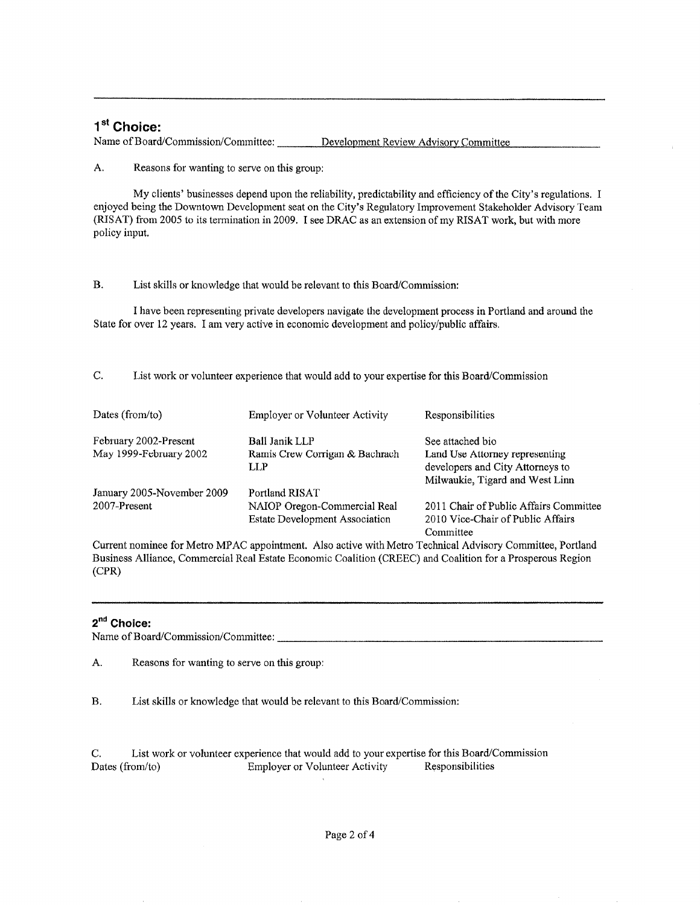---

## 1st Choice:

Name of Board/Commission/Committee: Development Review Advisory Committee

A. Reasons for wanting to serve on this group:

My clients' businesses depend upon the reliability, predictability and efficiency of the City's regulations. I enjoyed being the Downtown Development seat on the City's Regulatory Improvement Stakeholder Advisory Team (RISAT) from 2005 to its termination in 2009. I see DRAC as an extension of my RISAT work, but with more policy input.

B. List skills or knowledge that would be relevant to this Board/Commission:

I have been representing private developers navigate the development process in Portland and around the State for over 12 years. I am very active in economic development and policy/public affairs.

C. List work or volunteer experience that would add to your expertise for this Board/Commission

| Dates (from/to) | Employer or Volunteer Activity | Responsibilities |
|---|---|---|
| February 2002-Present | Ball Janik LLP | See attached bio |
| May 1999-February 2002 | Ramis Crew Corrigan & Bachrach LLP | Land Use Attorney representing developers and City Attorneys to Milwaukie, Tigard and West Linn |
| January 2005-November 2009 | Portland RISAT | |
| 2007-Present | NAIOP Oregon-Commercial Real Estate Development Association | 2011 Chair of Public Affairs Committee<br>2010 Vice-Chair of Public Affairs Committee |

Current nominee for Metro MPAC appointment. Also active with Metro Technical Advisory Committee, Portland Business Alliance, Commercial Real Estate Economic Coalition (CREEC) and Coalition for a Prosperous Region (CPR)

---

## 2nd Choice:

Name of Board/Commission/Committee: ______________________________

A. Reasons for wanting to serve on this group:

B. List skills or knowledge that would be relevant to this Board/Commission:

C. List work or volunteer experience that would add to your expertise for this Board/Commission

| Dates (from/to) | Employer or Volunteer Activity | Responsibilities |
|---|---|---|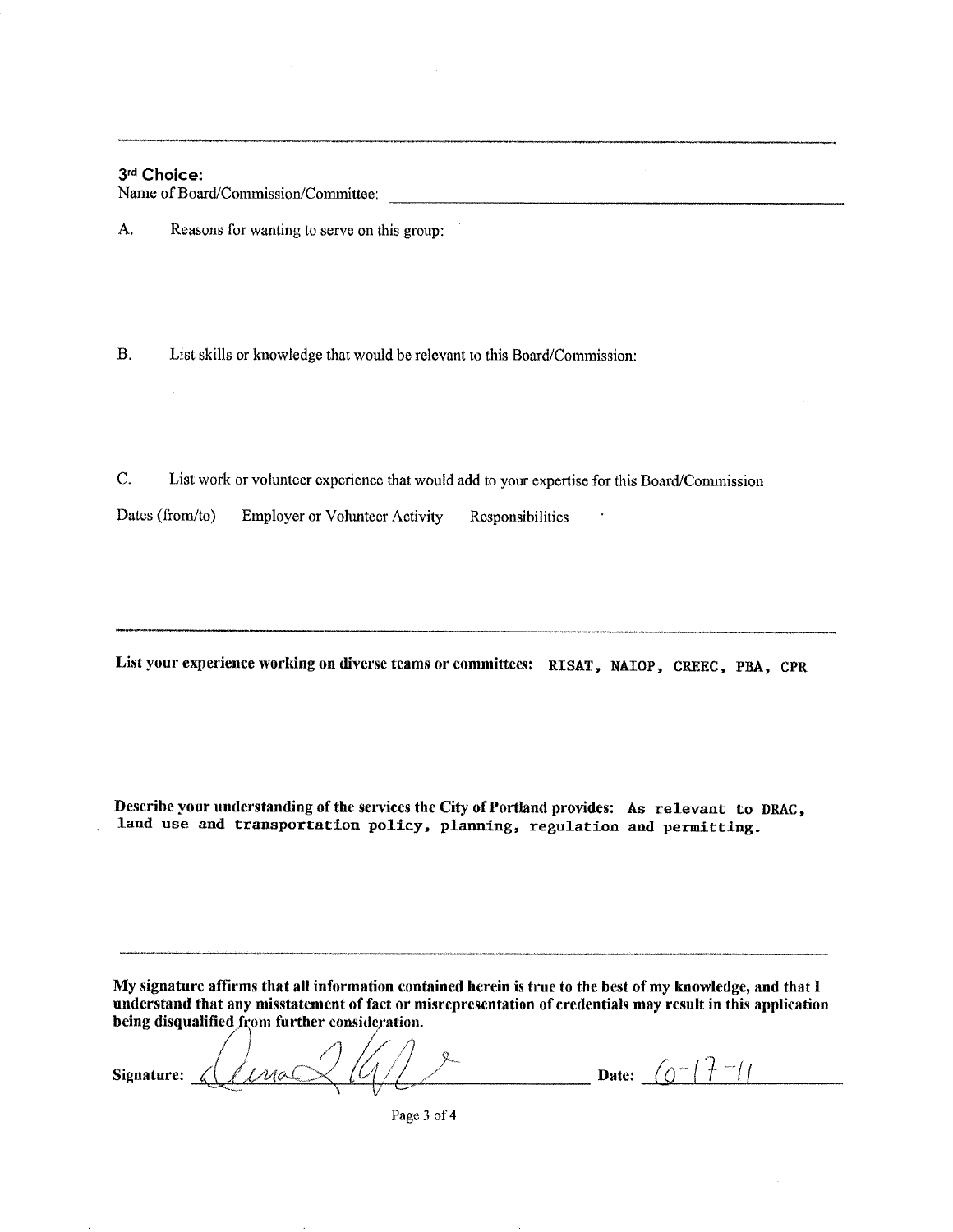---

**3rd Choice:**

Name of Board/Commission/Committee: ______________________________

A. Reasons for wanting to serve on this group:

B. List skills or knowledge that would be relevant to this Board/Commission:

C. List work or volunteer experience that would add to your expertise for this Board/Commission

Dates (from/to) Employer or Volunteer Activity Responsibilities

---

**List your experience working on diverse teams or committees:** RISAT, NAIOP, CREEC, PBA, CPR

**Describe your understanding of the services the City of Portland provides:** As relevant to DRAC, land use and transportation policy, planning, regulation and permitting.

---

**My signature affirms that all information contained herein is true to the best of my knowledge, and that I understand that any misstatement of fact or misrepresentation of credentials may result in this application being disqualified from further consideration.**

**Signature:** [signature] **Date:** 6-17-11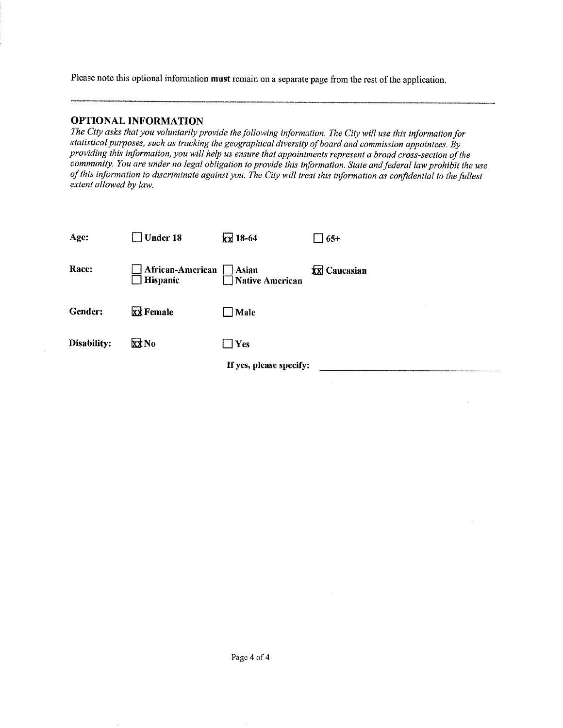Please note this optional information **must** remain on a separate page from the rest of the application.

---

## OPTIONAL INFORMATION

*The City asks that you voluntarily provide the following information. The City will use this information for statistical purposes, such as tracking the geographical diversity of board and commission appointees. By providing this information, you will help us ensure that appointments represent a broad cross-section of the community. You are under no legal obligation to provide this information. State and federal law prohibit the use of this information to discriminate against you. The City will treat this information as confidential to the fullest extent allowed by law.*

| | | | |
|---|---|---|---|
| **Age:** | ☐ **Under 18** | ☒ **18-64** | ☐ **65+** |
| **Race:** | ☐ **African-American**<br>☐ **Hispanic** | ☐ **Asian**<br>☐ **Native American** | ☒ **Caucasian** |
| **Gender:** | ☒ **Female** | ☐ **Male** | |
| **Disability:** | ☒ **No** | ☐ **Yes** | |
| | | **If yes, please specify:** | ______________________ |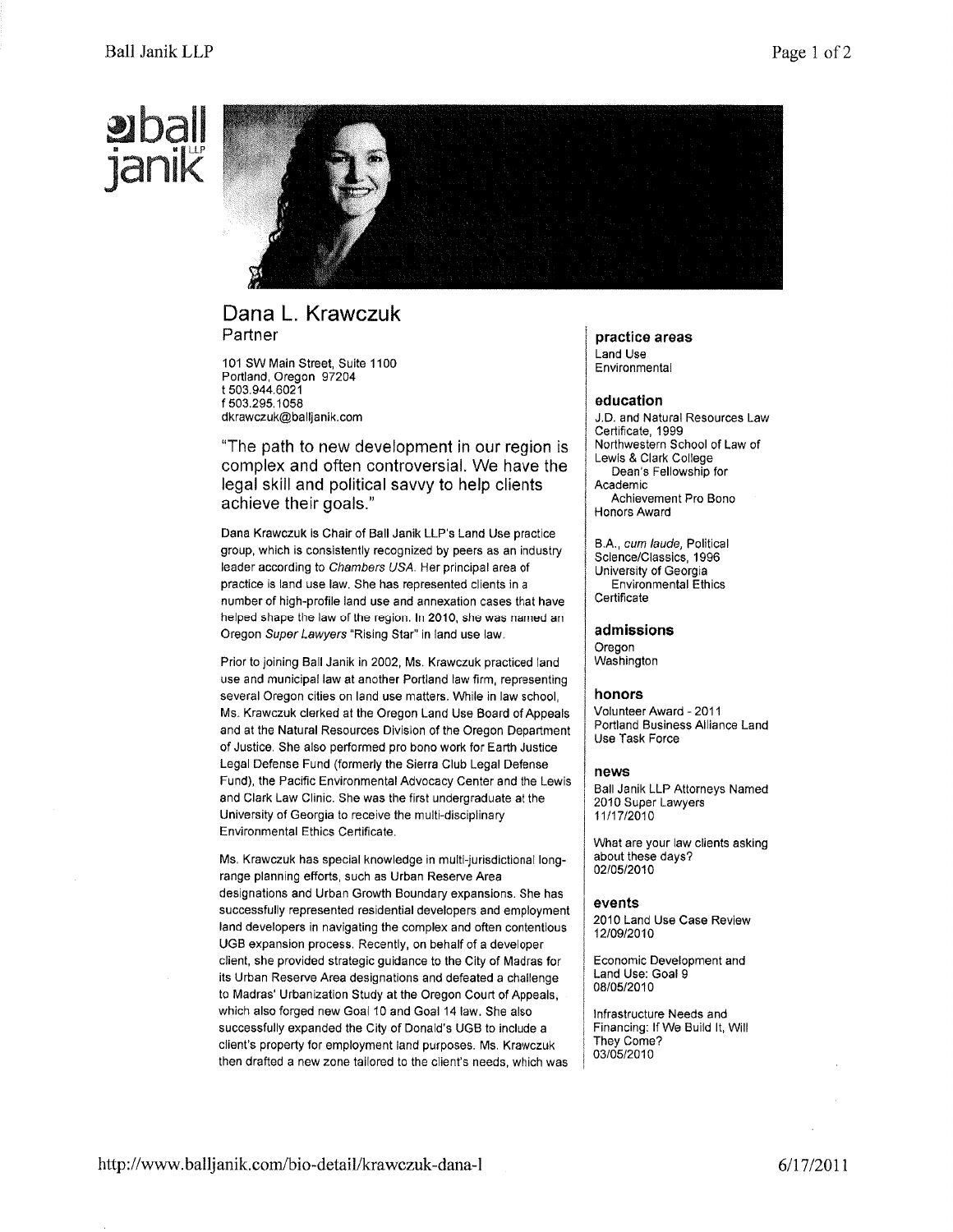# Dana L. Krawczuk

Partner

101 SW Main Street, Suite 1100
Portland, Oregon 97204
t 503.944.6021
f 503.295.1058
dkrawczuk@balljanik.com

"The path to new development in our region is complex and often controversial. We have the legal skill and political savvy to help clients achieve their goals."

Dana Krawczuk is Chair of Ball Janik LLP's Land Use practice group, which is consistently recognized by peers as an industry leader according to *Chambers USA*. Her principal area of practice is land use law. She has represented clients in a number of high-profile land use and annexation cases that have helped shape the law of the region. In 2010, she was named an Oregon *Super Lawyers* "Rising Star" in land use law.

Prior to joining Ball Janik in 2002, Ms. Krawczuk practiced land use and municipal law at another Portland law firm, representing several Oregon cities on land use matters. While in law school, Ms. Krawczuk clerked at the Oregon Land Use Board of Appeals and at the Natural Resources Division of the Oregon Department of Justice. She also performed pro bono work for Earth Justice Legal Defense Fund (formerly the Sierra Club Legal Defense Fund), the Pacific Environmental Advocacy Center and the Lewis and Clark Law Clinic. She was the first undergraduate at the University of Georgia to receive the multi-disciplinary Environmental Ethics Certificate.

Ms. Krawczuk has special knowledge in multi-jurisdictional long-range planning efforts, such as Urban Reserve Area designations and Urban Growth Boundary expansions. She has successfully represented residential developers and employment land developers in navigating the complex and often contentious UGB expansion process. Recently, on behalf of a developer client, she provided strategic guidance to the City of Madras for its Urban Reserve Area designations and defeated a challenge to Madras' Urbanization Study at the Oregon Court of Appeals, which also forged new Goal 10 and Goal 14 law. She also successfully expanded the City of Donald's UGB to include a client's property for employment land purposes. Ms. Krawczuk then drafted a new zone tailored to the client's needs, which was

### practice areas

Land Use
Environmental

### education

J.D. and Natural Resources Law Certificate, 1999
Northwestern School of Law of Lewis & Clark College
Dean's Fellowship for Academic Achievement Pro Bono Honors Award

B.A., *cum laude*, Political Science/Classics, 1996
University of Georgia
Environmental Ethics Certificate

### admissions

Oregon
Washington

### honors

Volunteer Award - 2011
Portland Business Alliance Land Use Task Force

### news

Ball Janik LLP Attorneys Named 2010 Super Lawyers
11/17/2010

What are your law clients asking about these days?
02/05/2010

### events

2010 Land Use Case Review
12/09/2010

Economic Development and Land Use: Goal 9
08/05/2010

Infrastructure Needs and Financing: If We Build It, Will They Come?
03/05/2010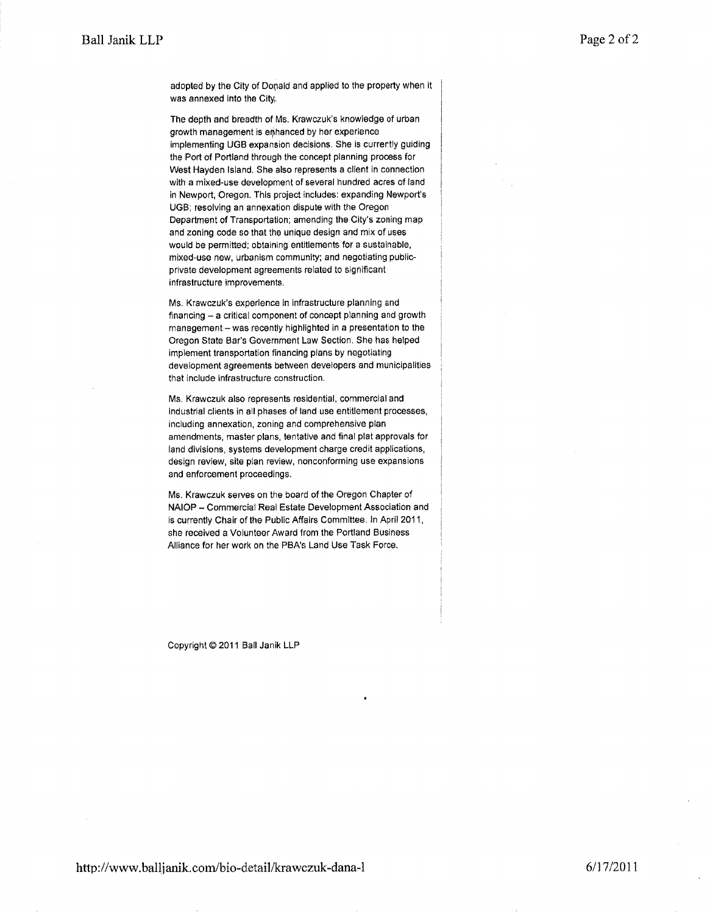adopted by the City of Donald and applied to the property when it was annexed into the City.

The depth and breadth of Ms. Krawczuk's knowledge of urban growth management is enhanced by her experience implementing UGB expansion decisions. She is currently guiding the Port of Portland through the concept planning process for West Hayden Island. She also represents a client in connection with a mixed-use development of several hundred acres of land in Newport, Oregon. This project includes: expanding Newport's UGB; resolving an annexation dispute with the Oregon Department of Transportation; amending the City's zoning map and zoning code so that the unique design and mix of uses would be permitted; obtaining entitlements for a sustainable, mixed-use new, urbanism community; and negotiating public-private development agreements related to significant infrastructure improvements.

Ms. Krawczuk's experience in infrastructure planning and financing – a critical component of concept planning and growth management – was recently highlighted in a presentation to the Oregon State Bar's Government Law Section. She has helped implement transportation financing plans by negotiating development agreements between developers and municipalities that include infrastructure construction.

Ms. Krawczuk also represents residential, commercial and industrial clients in all phases of land use entitlement processes, including annexation, zoning and comprehensive plan amendments, master plans, tentative and final plat approvals for land divisions, systems development charge credit applications, design review, site plan review, nonconforming use expansions and enforcement proceedings.

Ms. Krawczuk serves on the board of the Oregon Chapter of NAIOP – Commercial Real Estate Development Association and is currently Chair of the Public Affairs Committee. In April 2011, she received a Volunteer Award from the Portland Business Alliance for her work on the PBA's Land Use Task Force.

Copyright © 2011 Ball Janik LLP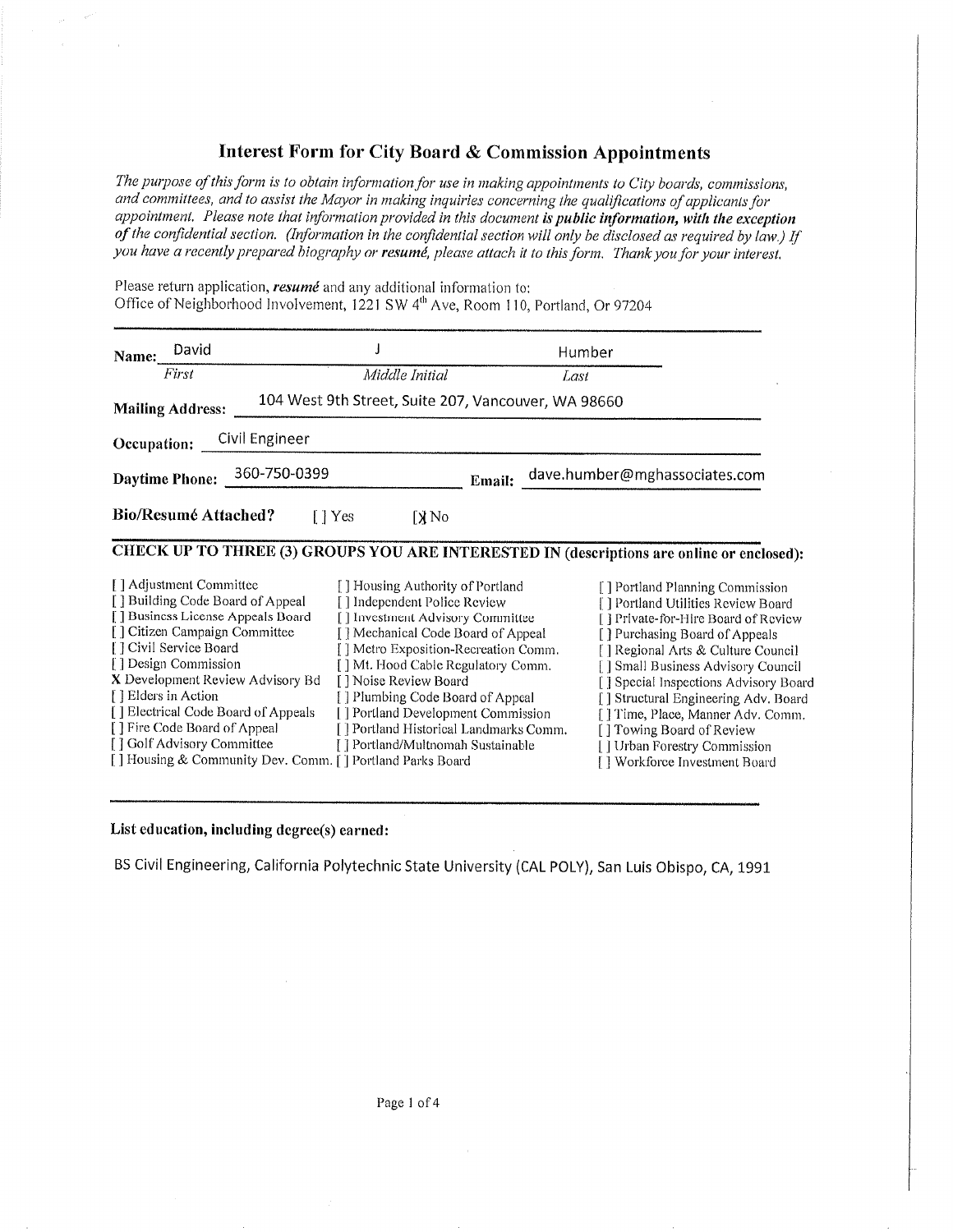# Interest Form for City Board & Commission Appointments

*The purpose of this form is to obtain information for use in making appointments to City boards, commissions, and committees, and to assist the Mayor in making inquiries concerning the qualifications of applicants for appointment. Please note that information provided in this document **is public information, with the exception of the confidential section.** (Information in the confidential section will only be disclosed as required by law.) If you have a recently prepared biography or **resumé**, please attach it to this form. Thank you for your interest.*

Please return application, ***resumé*** and any additional information to:
Office of Neighborhood Involvement, 1221 SW 4th Ave, Room 110, Portland, Or 97204

**Name:** David (*First*) J (*Middle Initial*) Humber (*Last*)

**Mailing Address:** 104 West 9th Street, Suite 207, Vancouver, WA 98660

**Occupation:** Civil Engineer

**Daytime Phone:** 360-750-0399 **Email:** dave.humber@mghassociates.com

**Bio/Resumé Attached?** [ ] Yes [X] No

## CHECK UP TO THREE (3) GROUPS YOU ARE INTERESTED IN (descriptions are online or enclosed):

[ ] Adjustment Committee
[ ] Building Code Board of Appeal
[ ] Business License Appeals Board
[ ] Citizen Campaign Committee
[ ] Civil Service Board
[ ] Design Commission
X Development Review Advisory Bd
[ ] Elders in Action
[ ] Electrical Code Board of Appeals
[ ] Fire Code Board of Appeal
[ ] Golf Advisory Committee
[ ] Housing & Community Dev. Comm.
[ ] Housing Authority of Portland
[ ] Independent Police Review
[ ] Investment Advisory Committee
[ ] Mechanical Code Board of Appeal
[ ] Metro Exposition-Recreation Comm.
[ ] Mt. Hood Cable Regulatory Comm.
[ ] Noise Review Board
[ ] Plumbing Code Board of Appeal
[ ] Portland Development Commission
[ ] Portland Historical Landmarks Comm.
[ ] Portland/Multnomah Sustainable
[ ] Portland Parks Board
[ ] Portland Planning Commission
[ ] Portland Utilities Review Board
[ ] Private-for-Hire Board of Review
[ ] Purchasing Board of Appeals
[ ] Regional Arts & Culture Council
[ ] Small Business Advisory Council
[ ] Special Inspections Advisory Board
[ ] Structural Engineering Adv. Board
[ ] Time, Place, Manner Adv. Comm.
[ ] Towing Board of Review
[ ] Urban Forestry Commission
[ ] Workforce Investment Board

**List education, including degree(s) earned:**

BS Civil Engineering, California Polytechnic State University (CAL POLY), San Luis Obispo, CA, 1991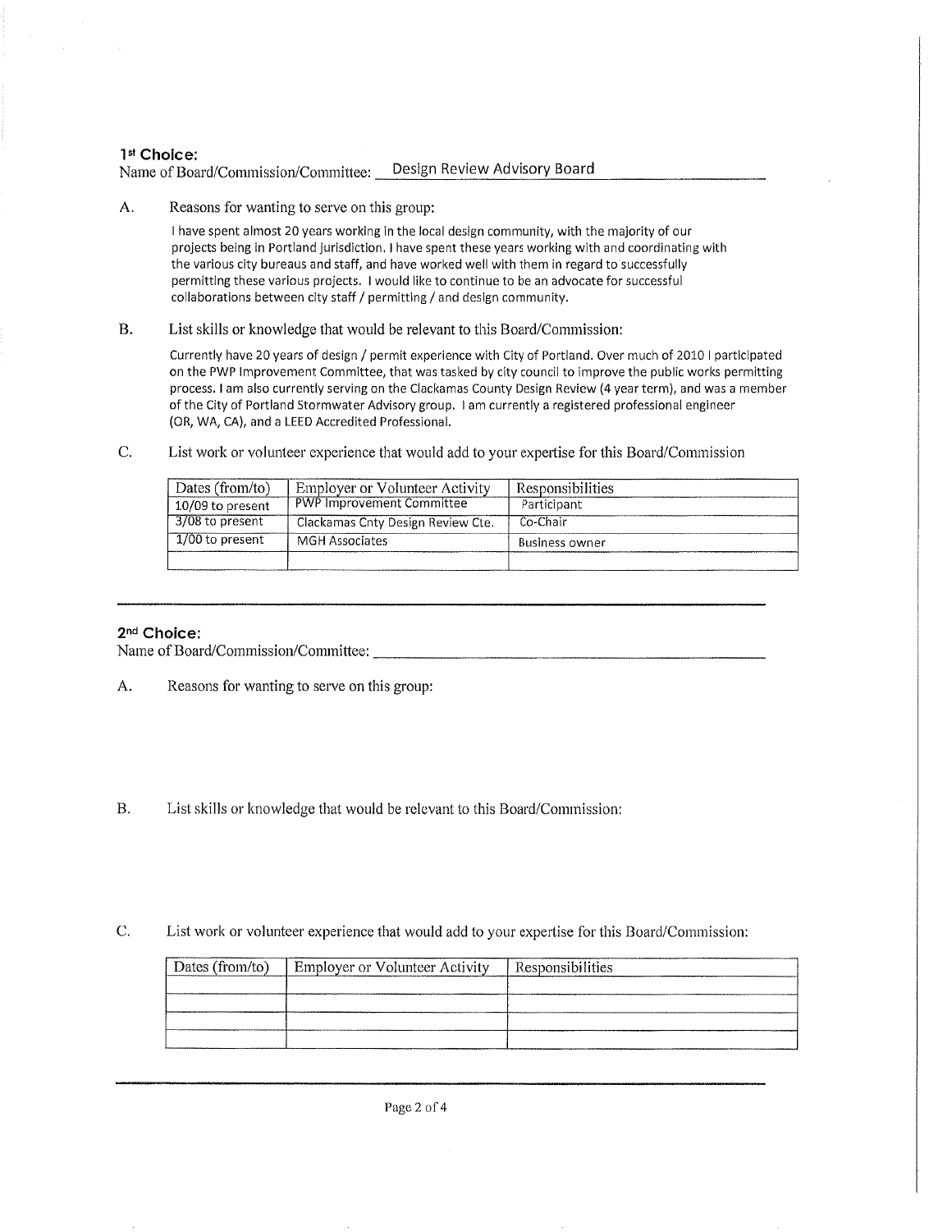### 1st Choice:

Name of Board/Commission/Committee: Design Review Advisory Board

A. Reasons for wanting to serve on this group:

I have spent almost 20 years working in the local design community, with the majority of our projects being in Portland jurisdiction. I have spent these years working with and coordinating with the various city bureaus and staff, and have worked well with them in regard to successfully permitting these various projects. I would like to continue to be an advocate for successful collaborations between city staff / permitting / and design community.

B. List skills or knowledge that would be relevant to this Board/Commission:

Currently have 20 years of design / permit experience with City of Portland. Over much of 2010 I participated on the PWP Improvement Committee, that was tasked by city council to improve the public works permitting process. I am also currently serving on the Clackamas County Design Review (4 year term), and was a member of the City of Portland Stormwater Advisory group. I am currently a registered professional engineer (OR, WA, CA), and a LEED Accredited Professional.

C. List work or volunteer experience that would add to your expertise for this Board/Commission

| Dates (from/to) | Employer or Volunteer Activity | Responsibilities |
|---|---|---|
| 10/09 to present | PWP Improvement Committee | Participant |
| 3/08 to present | Clackamas Cnty Design Review Cte. | Co-Chair |
| 1/00 to present | MGH Associates | Business owner |
| | | |

---

### 2nd Choice:

Name of Board/Commission/Committee: ____________

A. Reasons for wanting to serve on this group:

B. List skills or knowledge that would be relevant to this Board/Commission:

C. List work or volunteer experience that would add to your expertise for this Board/Commission:

| Dates (from/to) | Employer or Volunteer Activity | Responsibilities |
|---|---|---|
| | | |
| | | |
| | | |
| | | |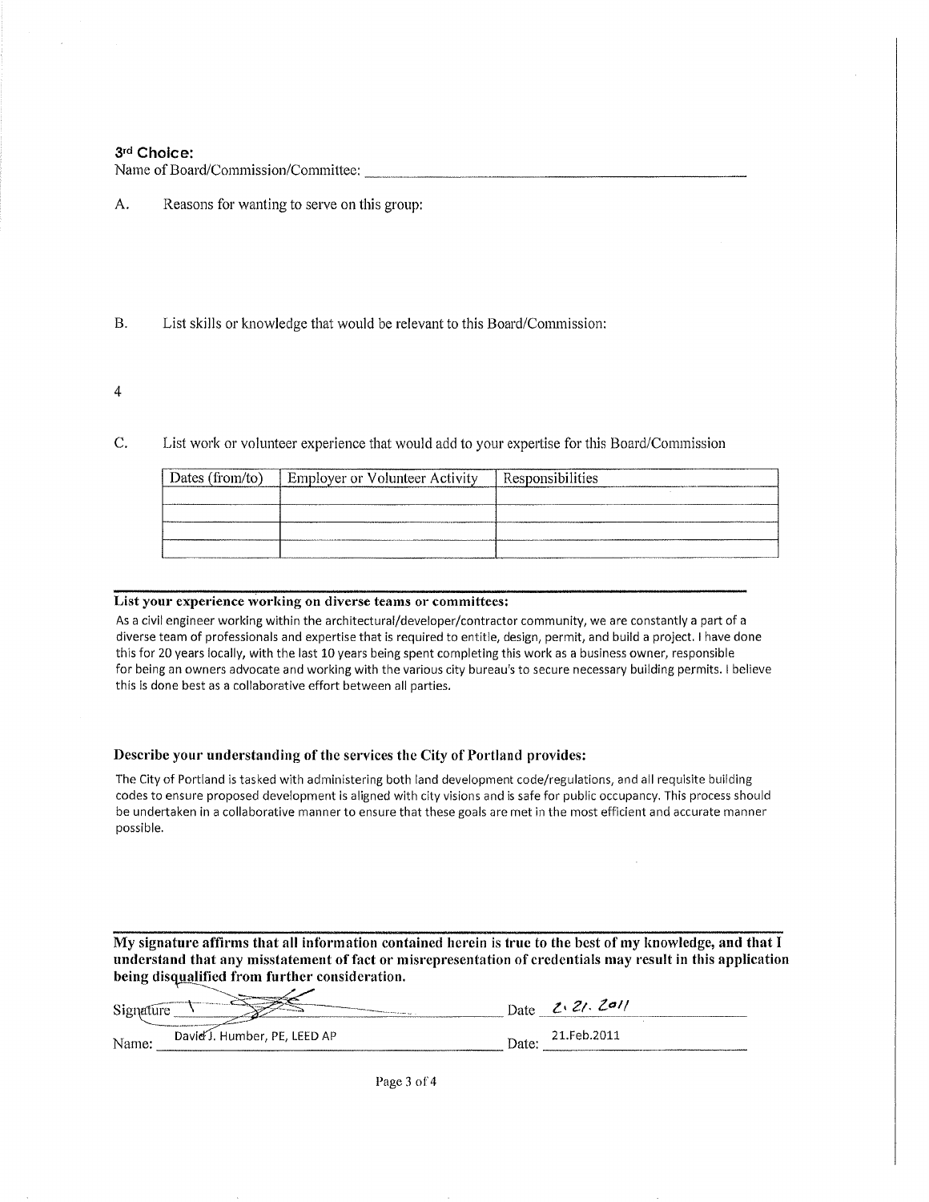**3rd Choice:**

Name of Board/Commission/Committee: ____________________

A. Reasons for wanting to serve on this group:

B. List skills or knowledge that would be relevant to this Board/Commission:

4

C. List work or volunteer experience that would add to your expertise for this Board/Commission

| Dates (from/to) | Employer or Volunteer Activity | Responsibilities |
|---|---|---|
| | | |
| | | |
| | | |

**List your experience working on diverse teams or committees:**

As a civil engineer working within the architectural/developer/contractor community, we are constantly a part of a diverse team of professionals and expertise that is required to entitle, design, permit, and build a project. I have done this for 20 years locally, with the last 10 years being spent completing this work as a business owner, responsible for being an owners advocate and working with the various city bureau's to secure necessary building permits. I believe this is done best as a collaborative effort between all parties.

**Describe your understanding of the services the City of Portland provides:**

The City of Portland is tasked with administering both land development code/regulations, and all requisite building codes to ensure proposed development is aligned with city visions and is safe for public occupancy. This process should be undertaken in a collaborative manner to ensure that these goals are met in the most efficient and accurate manner possible.

**My signature affirms that all information contained herein is true to the best of my knowledge, and that I understand that any misstatement of fact or misrepresentation of credentials may result in this application being disqualified from further consideration.**

Signature [signature] Date 2.21.2011

Name: David J. Humber, PE, LEED AP Date: 21.Feb.2011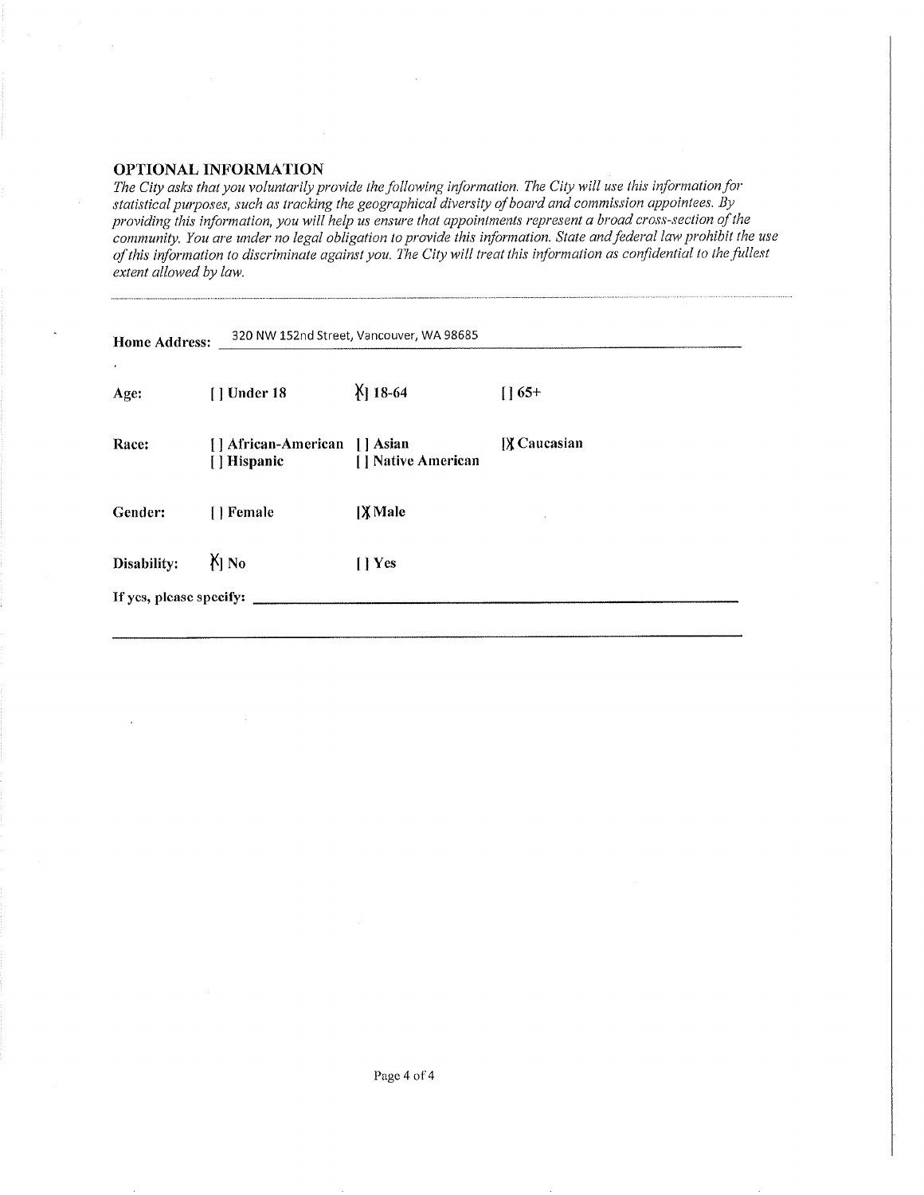## OPTIONAL INFORMATION

*The City asks that you voluntarily provide the following information. The City will use this information for statistical purposes, such as tracking the geographical diversity of board and commission appointees. By providing this information, you will help us ensure that appointments represent a broad cross-section of the community. You are under no legal obligation to provide this information. State and federal law prohibit the use of this information to discriminate against you. The City will treat this information as confidential to the fullest extent allowed by law.*

---

**Home Address:** 320 NW 152nd Street, Vancouver, WA 98685

| | | | |
|---|---|---|---|
| **Age:** | **[ ] Under 18** | **[X] 18-64** | **[ ] 65+** |
| **Race:** | **[ ] African-American**<br>**[ ] Hispanic** | **[ ] Asian**<br>**[ ] Native American** | **[X] Caucasian** |
| **Gender:** | **[ ] Female** | **[X] Male** | |
| **Disability:** | **[X] No** | **[ ] Yes** | |

**If yes, please specify:** ____________________________________________